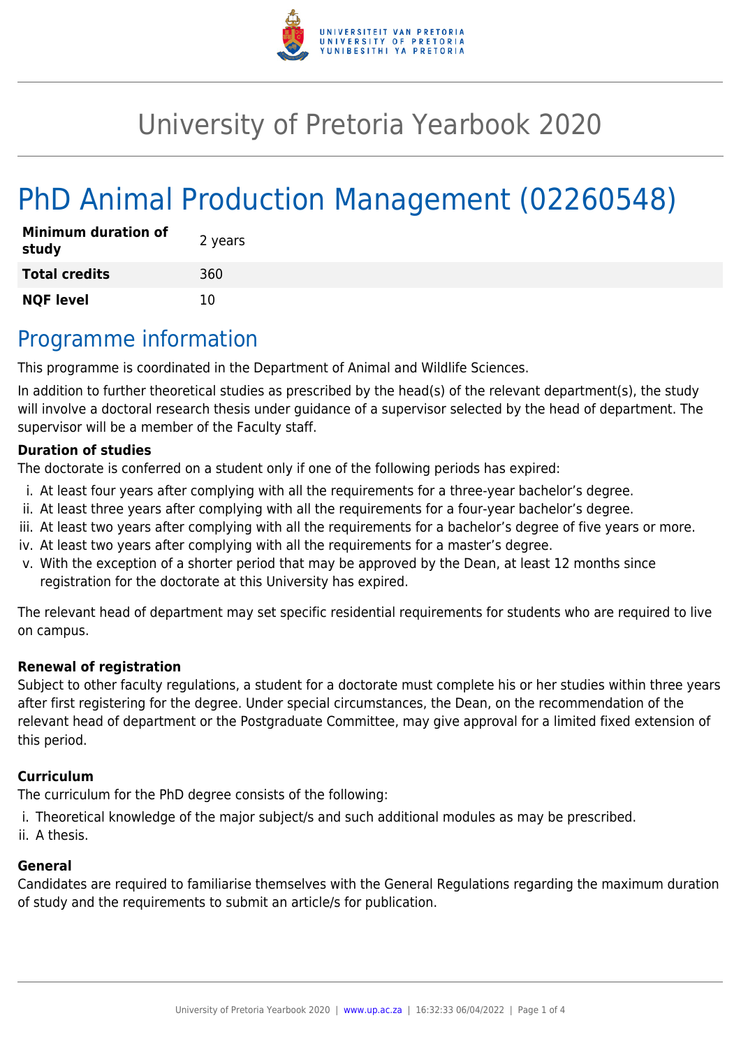# University of Pretoria Yearbook 2020

# PhD Animal Production Management (02260548)

| | |
|---|---|
| **Minimum duration of study** | 2 years |
| **Total credits** | 360 |
| **NQF level** | 10 |

## Programme information

This programme is coordinated in the Department of Animal and Wildlife Sciences.

In addition to further theoretical studies as prescribed by the head(s) of the relevant department(s), the study will involve a doctoral research thesis under guidance of a supervisor selected by the head of department. The supervisor will be a member of the Faculty staff.

**Duration of studies**

The doctorate is conferred on a student only if one of the following periods has expired:

i. At least four years after complying with all the requirements for a three-year bachelor's degree.
ii. At least three years after complying with all the requirements for a four-year bachelor's degree.
iii. At least two years after complying with all the requirements for a bachelor's degree of five years or more.
iv. At least two years after complying with all the requirements for a master's degree.
v. With the exception of a shorter period that may be approved by the Dean, at least 12 months since registration for the doctorate at this University has expired.

The relevant head of department may set specific residential requirements for students who are required to live on campus.

**Renewal of registration**

Subject to other faculty regulations, a student for a doctorate must complete his or her studies within three years after first registering for the degree. Under special circumstances, the Dean, on the recommendation of the relevant head of department or the Postgraduate Committee, may give approval for a limited fixed extension of this period.

**Curriculum**

The curriculum for the PhD degree consists of the following:

i. Theoretical knowledge of the major subject/s and such additional modules as may be prescribed.
ii. A thesis.

**General**

Candidates are required to familiarise themselves with the General Regulations regarding the maximum duration of study and the requirements to submit an article/s for publication.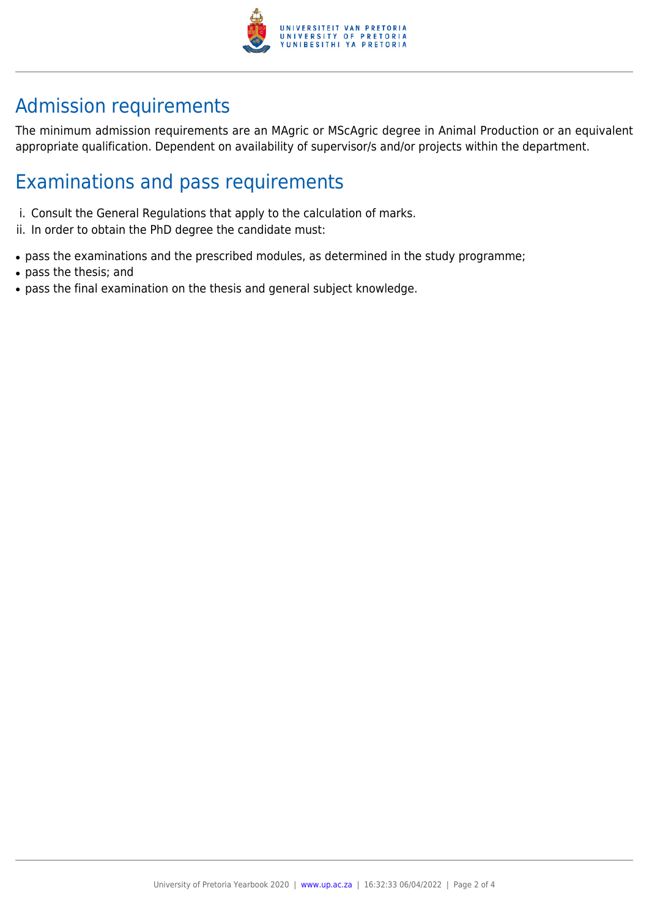## Admission requirements

The minimum admission requirements are an MAgric or MScAgric degree in Animal Production or an equivalent appropriate qualification. Dependent on availability of supervisor/s and/or projects within the department.

## Examinations and pass requirements

i. Consult the General Regulations that apply to the calculation of marks.
ii. In order to obtain the PhD degree the candidate must:

- pass the examinations and the prescribed modules, as determined in the study programme;
- pass the thesis; and
- pass the final examination on the thesis and general subject knowledge.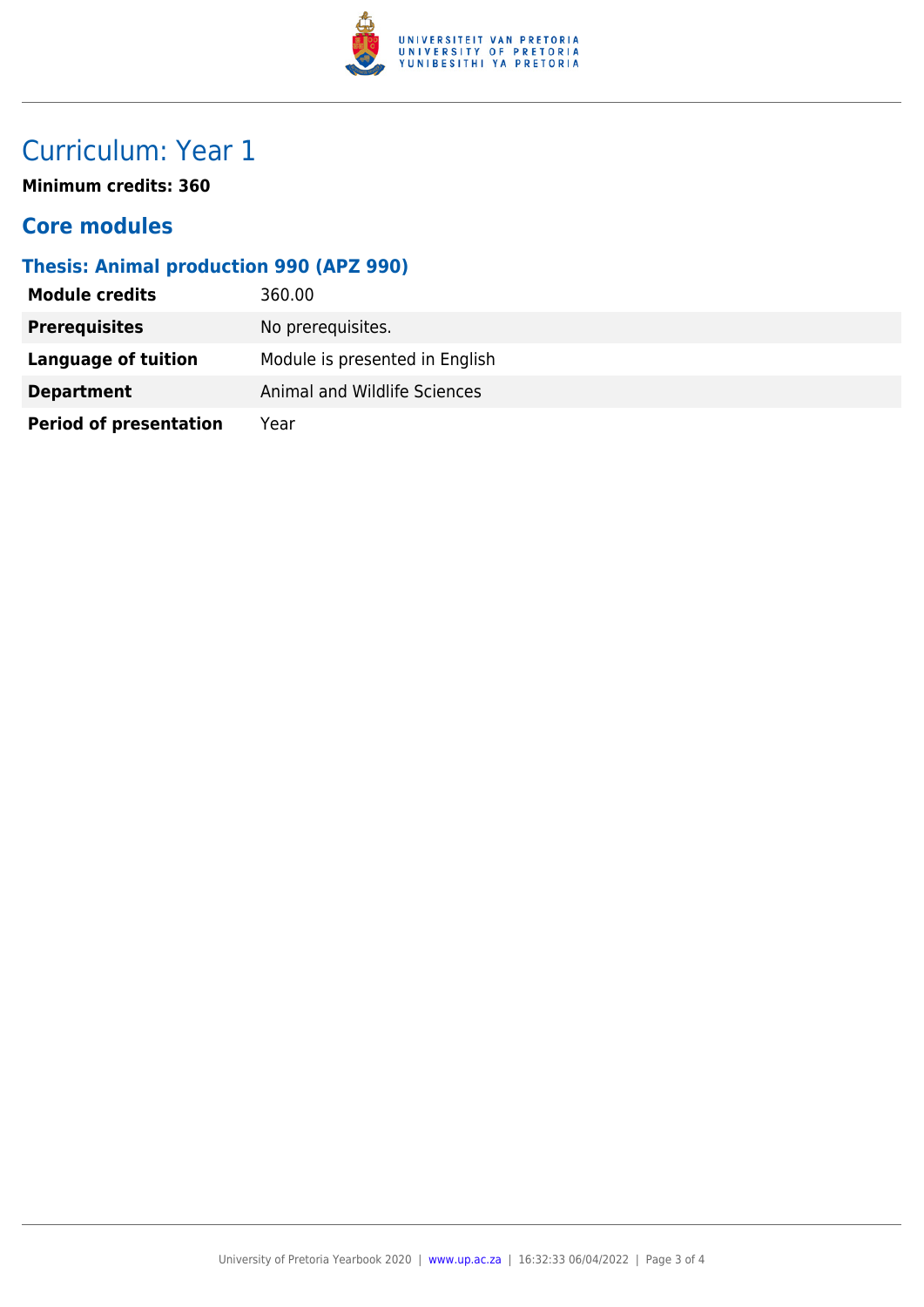# Curriculum: Year 1

**Minimum credits: 360**

## Core modules

### Thesis: Animal production 990 (APZ 990)

| | |
|---|---|
| **Module credits** | 360.00 |
| **Prerequisites** | No prerequisites. |
| **Language of tuition** | Module is presented in English |
| **Department** | Animal and Wildlife Sciences |
| **Period of presentation** | Year |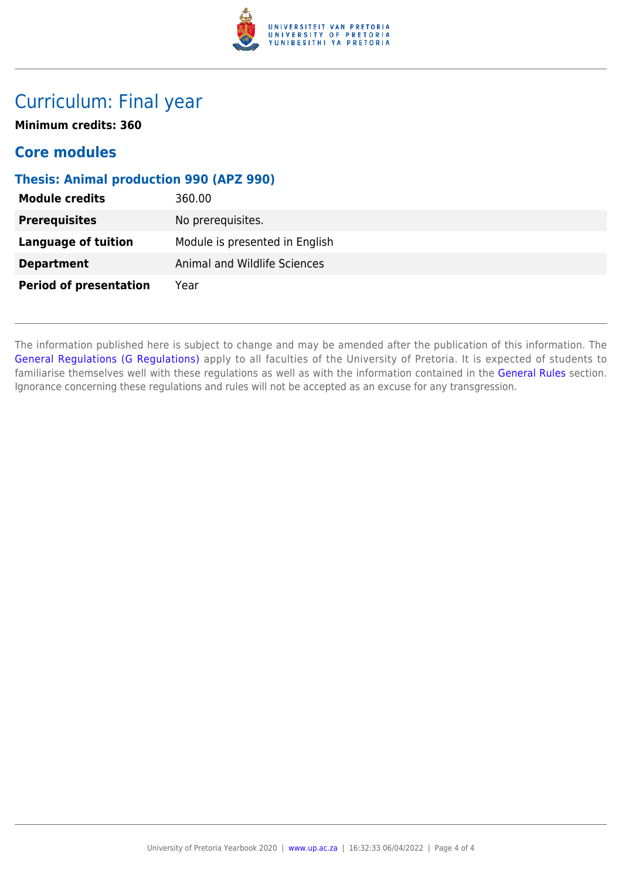# Curriculum: Final year

**Minimum credits: 360**

## Core modules

### Thesis: Animal production 990 (APZ 990)

| | |
|---|---|
| **Module credits** | 360.00 |
| **Prerequisites** | No prerequisites. |
| **Language of tuition** | Module is presented in English |
| **Department** | Animal and Wildlife Sciences |
| **Period of presentation** | Year |

The information published here is subject to change and may be amended after the publication of this information. The General Regulations (G Regulations) apply to all faculties of the University of Pretoria. It is expected of students to familiarise themselves well with these regulations as well as with the information contained in the General Rules section. Ignorance concerning these regulations and rules will not be accepted as an excuse for any transgression.